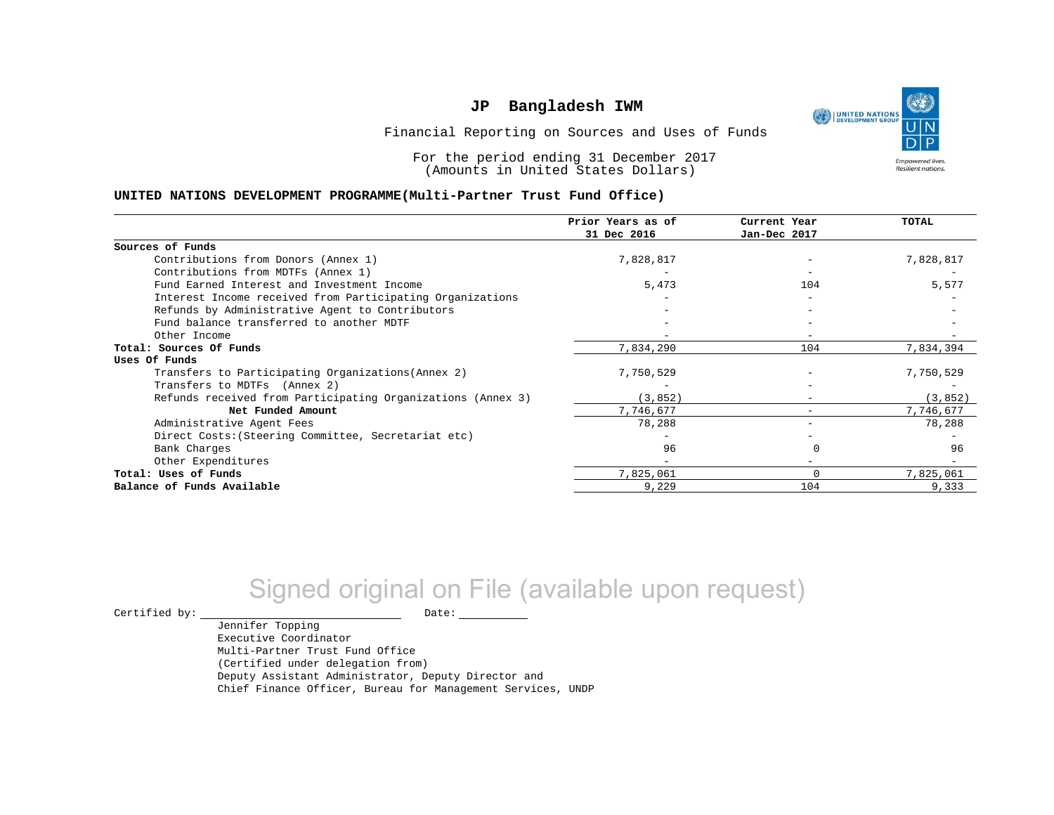# JP Bangladesh IWM

Financial Reporting on Sources and Uses of Funds

For the period ending 31 December 2017
(Amounts in United States Dollars)

**UNITED NATIONS DEVELOPMENT PROGRAMME(Multi-Partner Trust Fund Office)**

| | Prior Years as of 31 Dec 2016 | Current Year Jan-Dec 2017 | TOTAL |
|---|---|---|---|
| **Sources of Funds** | | | |
| Contributions from Donors (Annex 1) | 7,828,817 | - | 7,828,817 |
| Contributions from MDTFs (Annex 1) | - | - | - |
| Fund Earned Interest and Investment Income | 5,473 | 104 | 5,577 |
| Interest Income received from Participating Organizations | - | - | - |
| Refunds by Administrative Agent to Contributors | - | - | - |
| Fund balance transferred to another MDTF | - | - | - |
| Other Income | - | - | - |
| **Total: Sources Of Funds** | 7,834,290 | 104 | 7,834,394 |
| **Uses Of Funds** | | | |
| Transfers to Participating Organizations(Annex 2) | 7,750,529 | - | 7,750,529 |
| Transfers to MDTFs (Annex 2) | - | - | - |
| Refunds received from Participating Organizations (Annex 3) | (3,852) | - | (3,852) |
| **Net Funded Amount** | 7,746,677 | - | 7,746,677 |
| Administrative Agent Fees | 78,288 | - | 78,288 |
| Direct Costs:(Steering Committee, Secretariat etc) | - | - | - |
| Bank Charges | 96 | 0 | 96 |
| Other Expenditures | - | - | - |
| **Total: Uses of Funds** | 7,825,061 | 0 | 7,825,061 |
| **Balance of Funds Available** | 9,229 | 104 | 9,333 |

Signed original on File (available upon request)

Certified by: ______________________ Date: __________

Jennifer Topping
Executive Coordinator
Multi-Partner Trust Fund Office
(Certified under delegation from)
Deputy Assistant Administrator, Deputy Director and
Chief Finance Officer, Bureau for Management Services, UNDP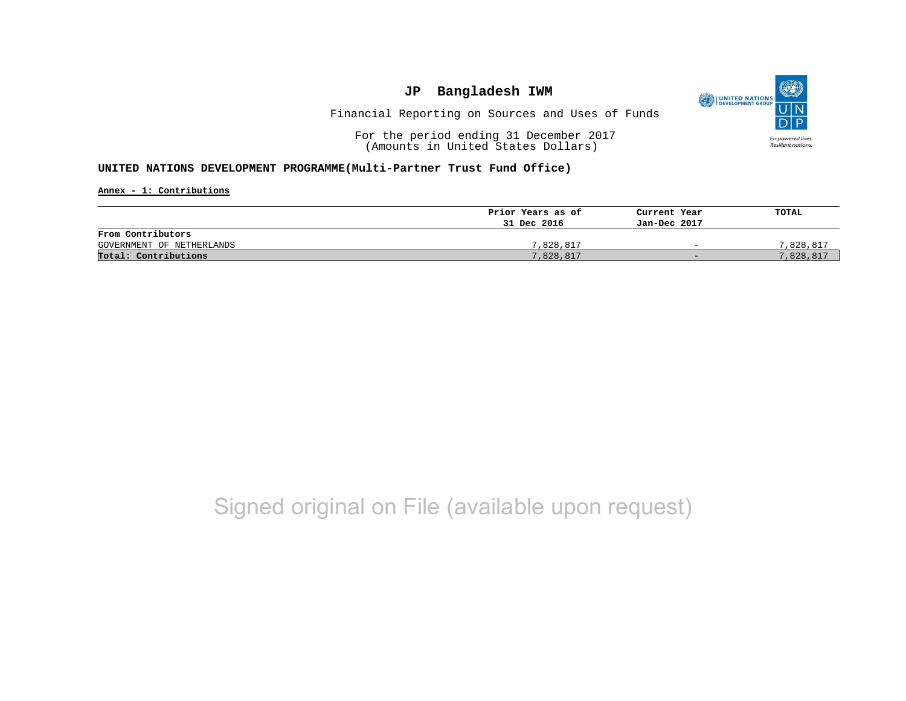# JP Bangladesh IWM

Financial Reporting on Sources and Uses of Funds

For the period ending 31 December 2017
(Amounts in United States Dollars)

**UNITED NATIONS DEVELOPMENT PROGRAMME(Multi-Partner Trust Fund Office)**

**Annex - 1: Contributions**

| | Prior Years as of 31 Dec 2016 | Current Year Jan-Dec 2017 | TOTAL |
|---|---|---|---|
| **From Contributors** | | | |
| GOVERNMENT OF NETHERLANDS | 7,828,817 | - | 7,828,817 |
| **Total: Contributions** | 7,828,817 | - | 7,828,817 |

Signed original on File (available upon request)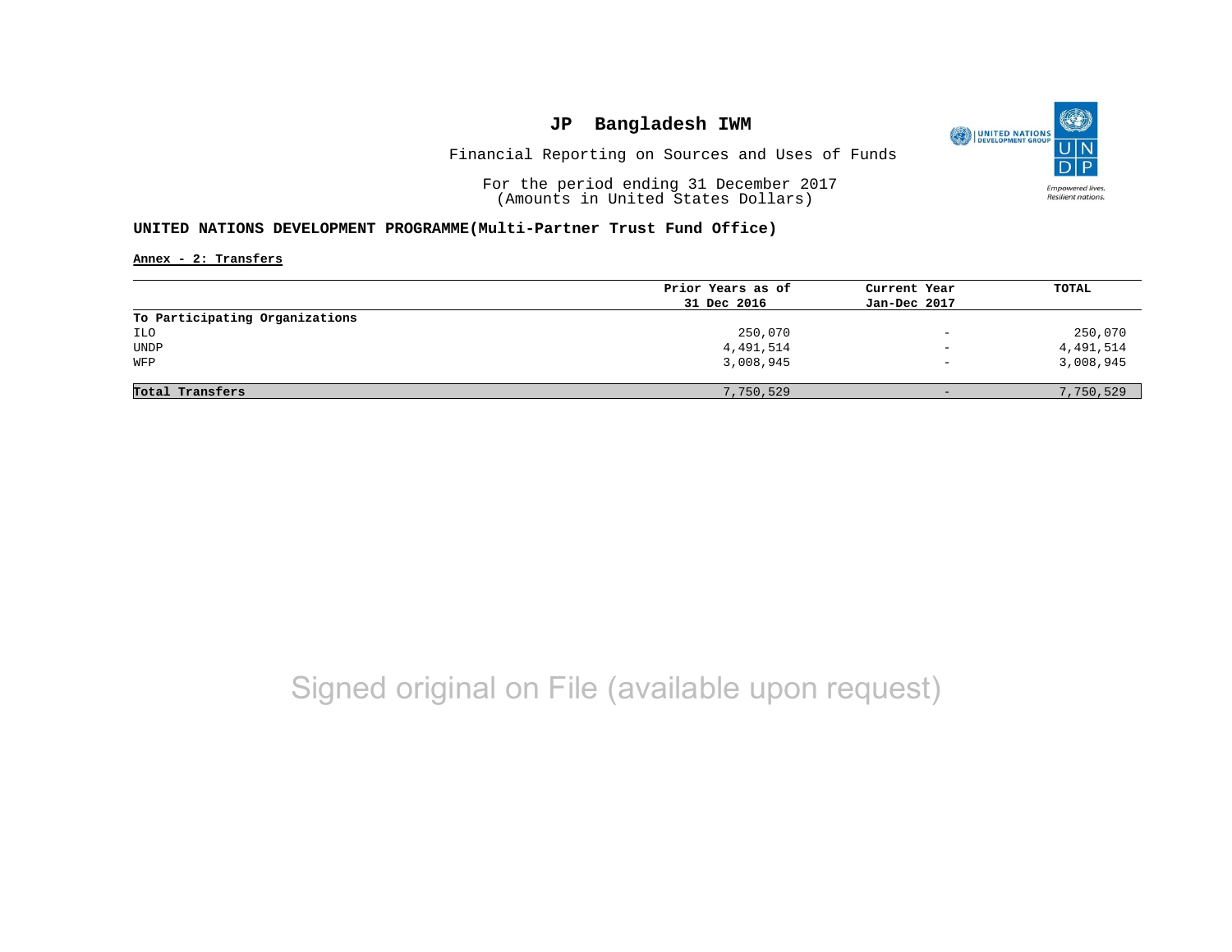# JP Bangladesh IWM

Financial Reporting on Sources and Uses of Funds

For the period ending 31 December 2017
(Amounts in United States Dollars)

**UNITED NATIONS DEVELOPMENT PROGRAMME(Multi-Partner Trust Fund Office)**

**Annex - 2: Transfers**

| | Prior Years as of 31 Dec 2016 | Current Year Jan-Dec 2017 | TOTAL |
|---|---|---|---|
| **To Participating Organizations** | | | |
| ILO | 250,070 | - | 250,070 |
| UNDP | 4,491,514 | - | 4,491,514 |
| WFP | 3,008,945 | - | 3,008,945 |
| **Total Transfers** | 7,750,529 | - | 7,750,529 |

Signed original on File (available upon request)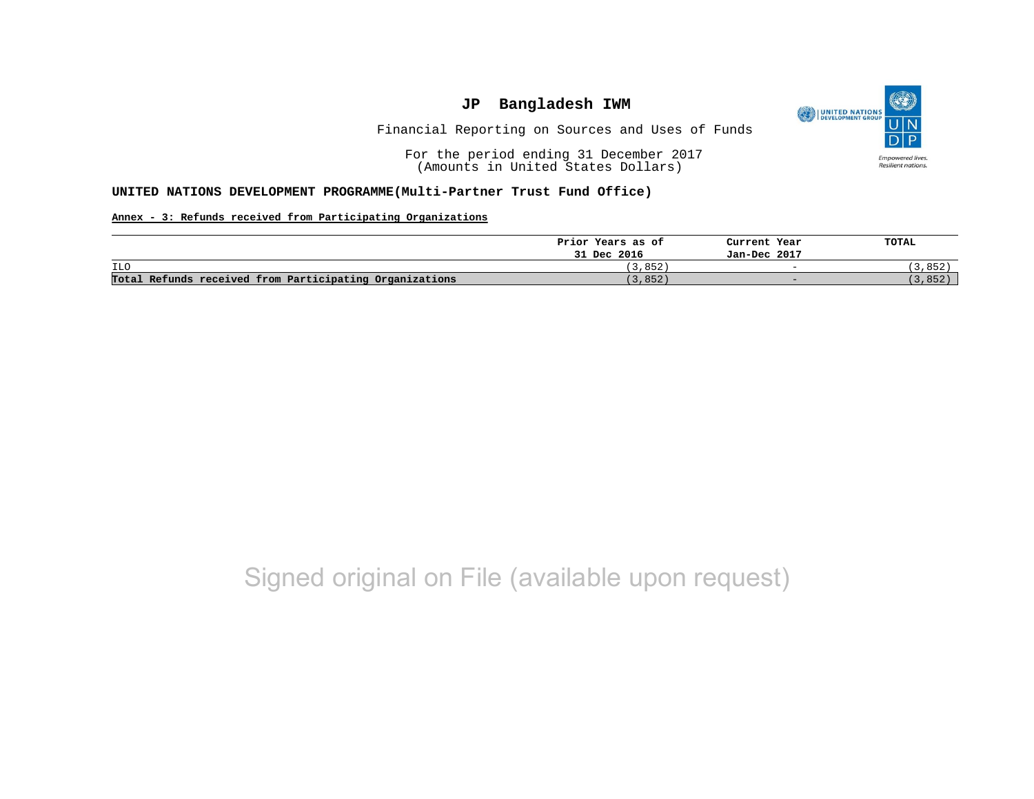# JP Bangladesh IWM

Financial Reporting on Sources and Uses of Funds

For the period ending 31 December 2017
(Amounts in United States Dollars)

**UNITED NATIONS DEVELOPMENT PROGRAMME(Multi-Partner Trust Fund Office)**

**Annex - 3: Refunds received from Participating Organizations**

| | Prior Years as of 31 Dec 2016 | Current Year Jan-Dec 2017 | TOTAL |
|---|---|---|---|
| ILO | (3,852) | - | (3,852) |
| **Total Refunds received from Participating Organizations** | (3,852) | - | (3,852) |

Signed original on File (available upon request)